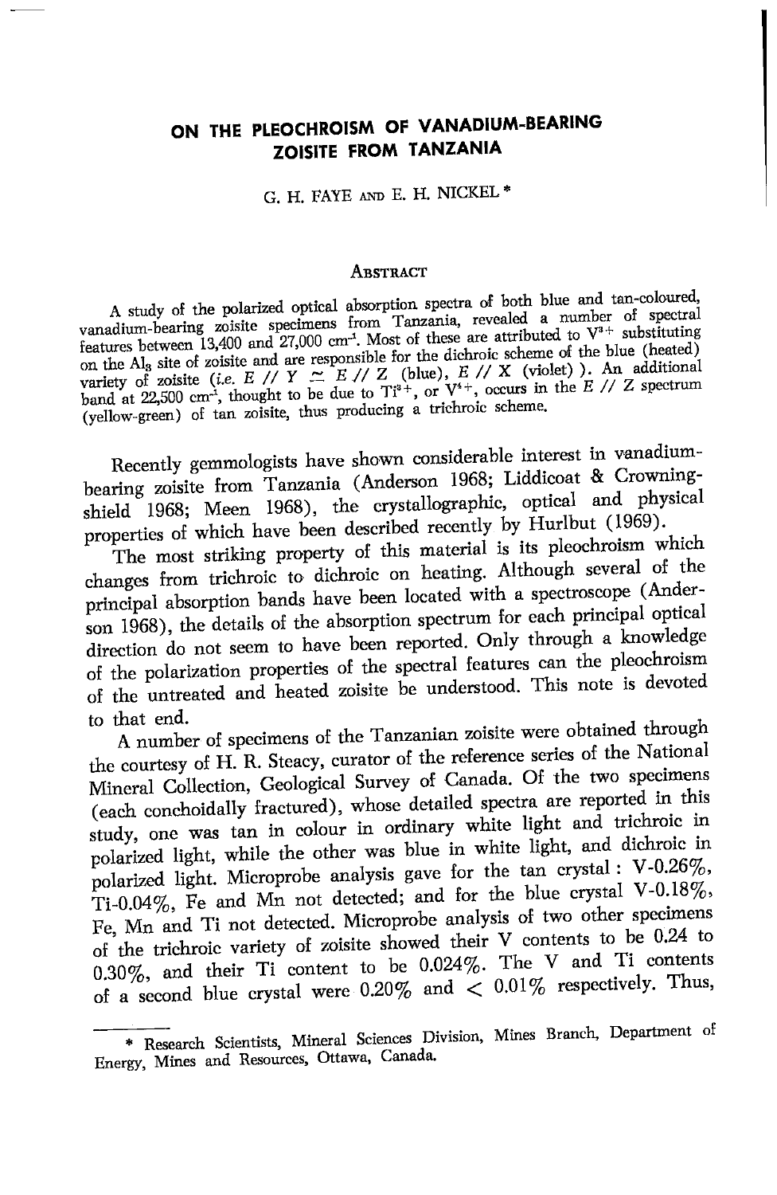# ON THE PLEOCHROISM OF VANADIUM-BEARING ZOISITE FROM TANZANIA

G. H. FAYE AND E. H. NICKEL *

## Abstract

A study of the polarized optical absorption spectra of both blue and tan-coloured, vanadium-bearing zoisite specimens from Tanzania, revealed a number of spectral features between 13,400 and 27,000 cm$^{-1}$. Most of these are attributed to $V^{3+}$ substituting on the $Al_3$ site of zoisite and are responsible for the dichroic scheme of the blue (heated) variety of zoisite (*i.e.* $E \parallel Y \simeq E \parallel Z$ (blue), $E \parallel X$ (violet) ). An additional band at 22,500 cm$^{-1}$, thought to be due to $Ti^{3+}$, or $V^{4+}$, occurs in the $E \parallel Z$ spectrum (yellow-green) of tan zoisite, thus producing a trichroic scheme.

Recently gemmologists have shown considerable interest in vanadium-bearing zoisite from Tanzania (Anderson 1968; Liddicoat & Crowningshield 1968; Meen 1968), the crystallographic, optical and physical properties of which have been described recently by Hurlbut (1969).

The most striking property of this material is its pleochroism which changes from trichroic to dichroic on heating. Although several of the principal absorption bands have been located with a spectroscope (Anderson 1968), the details of the absorption spectrum for each principal optical direction do not seem to have been reported. Only through a knowledge of the polarization properties of the spectral features can the pleochroism of the untreated and heated zoisite be understood. This note is devoted to that end.

A number of specimens of the Tanzanian zoisite were obtained through the courtesy of H. R. Steacy, curator of the reference series of the National Mineral Collection, Geological Survey of Canada. Of the two specimens (each conchoidally fractured), whose detailed spectra are reported in this study, one was tan in colour in ordinary white light and trichroic in polarized light, while the other was blue in white light, and dichroic in polarized light. Microprobe analysis gave for the tan crystal: V-0.26%, Ti-0.04%, Fe and Mn not detected; and for the blue crystal V-0.18%, Fe, Mn and Ti not detected. Microprobe analysis of two other specimens of the trichroic variety of zoisite showed their V contents to be 0.24 to 0.30%, and their Ti content to be 0.024%. The V and Ti contents of a second blue crystal were 0.20% and < 0.01% respectively. Thus,

---

* Research Scientists, Mineral Sciences Division, Mines Branch, Department of Energy, Mines and Resources, Ottawa, Canada.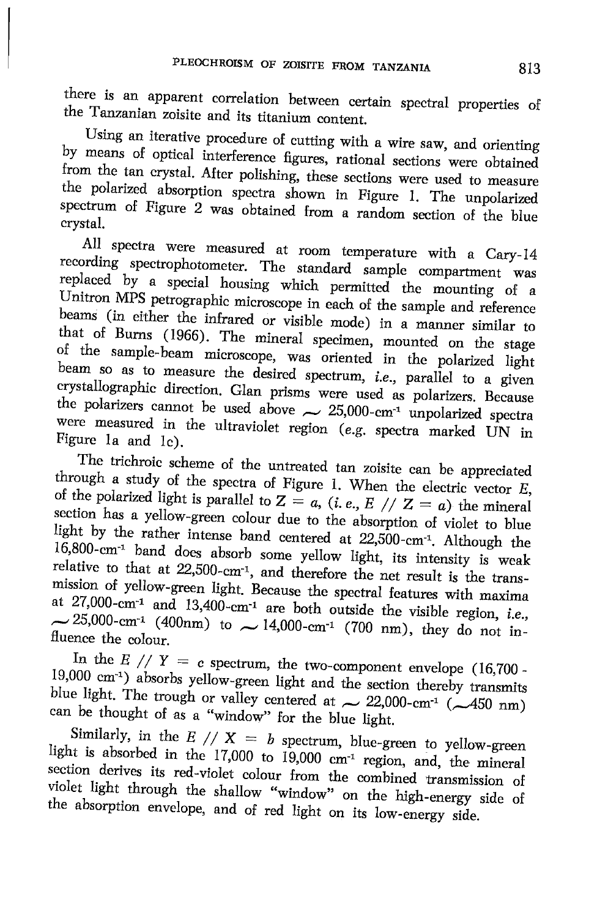there is an apparent correlation between certain spectral properties of the Tanzanian zoisite and its titanium content.

Using an iterative procedure of cutting with a wire saw, and orienting by means of optical interference figures, rational sections were obtained from the tan crystal. After polishing, these sections were used to measure the polarized absorption spectra shown in Figure 1. The unpolarized spectrum of Figure 2 was obtained from a random section of the blue crystal.

All spectra were measured at room temperature with a Cary-14 recording spectrophotometer. The standard sample compartment was replaced by a special housing which permitted the mounting of a Unitron MPS petrographic microscope in each of the sample and reference beams (in either the infrared or visible mode) in a manner similar to that of Burns (1966). The mineral specimen, mounted on the stage of the sample-beam microscope, was oriented in the polarized light beam so as to measure the desired spectrum, *i.e.*, parallel to a given crystallographic direction. Glan prisms were used as polarizers. Because the polarizers cannot be used above ~ 25,000-cm$^{-1}$ unpolarized spectra were measured in the ultraviolet region (*e.g.* spectra marked UN in Figure 1a and 1c).

The trichroic scheme of the untreated tan zoisite can be appreciated through a study of the spectra of Figure 1. When the electric vector $E$, of the polarized light is parallel to $Z = a$, (*i. e.*, $E \ // \ Z = a$) the mineral section has a yellow-green colour due to the absorption of violet to blue light by the rather intense band centered at 22,500-cm$^{-1}$. Although the 16,800-cm$^{-1}$ band does absorb some yellow light, its intensity is weak relative to that at 22,500-cm$^{-1}$, and therefore the net result is the transmission of yellow-green light. Because the spectral features with maxima at 27,000-cm$^{-1}$ and 13,400-cm$^{-1}$ are both outside the visible region, *i.e.*, ~ 25,000-cm$^{-1}$ (400nm) to ~ 14,000-cm$^{-1}$ (700 nm), they do not influence the colour.

In the $E \ // \ Y = c$ spectrum, the two-component envelope (16,700 - 19,000 cm$^{-1}$) absorbs yellow-green light and the section thereby transmits blue light. The trough or valley centered at ~ 22,000-cm$^{-1}$ (~450 nm) can be thought of as a "window" for the blue light.

Similarly, in the $E \ // \ X = b$ spectrum, blue-green to yellow-green light is absorbed in the 17,000 to 19,000 cm$^{-1}$ region, and, the mineral section derives its red-violet colour from the combined transmission of violet light through the shallow "window" on the high-energy side of the absorption envelope, and of red light on its low-energy side.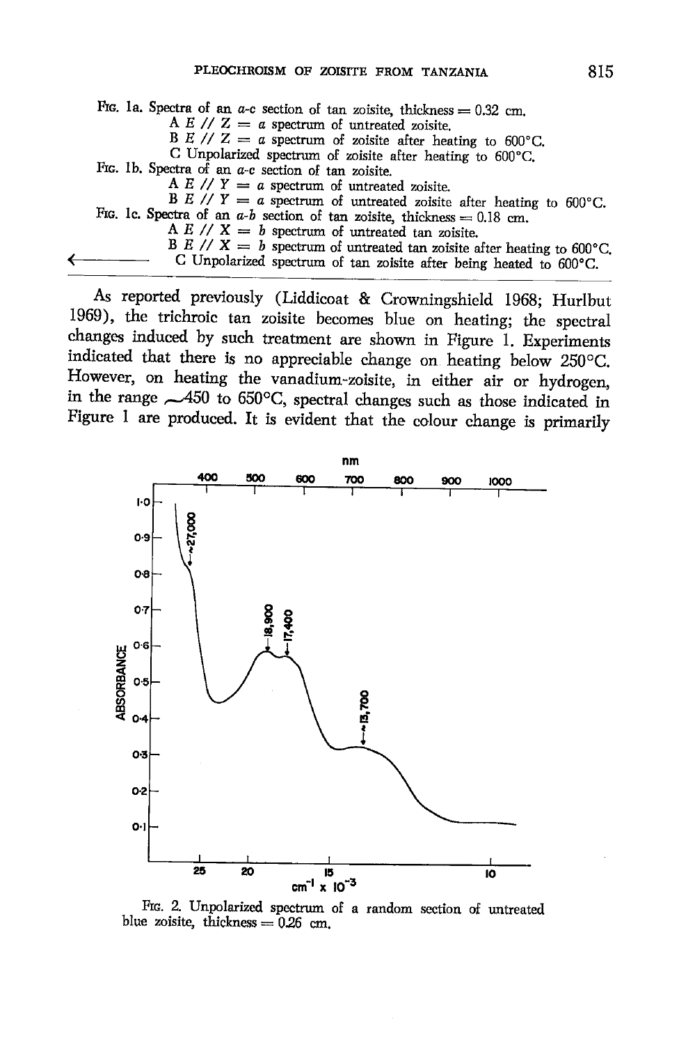FIG. 1a. Spectra of an *a-c* section of tan zoisite, thickness = 0.32 cm.
A $E \parallel Z = a$ spectrum of untreated zoisite.
B $E \parallel Z = a$ spectrum of zoisite after heating to 600°C.
C Unpolarized spectrum of zoisite after heating to 600°C.

FIG. 1b. Spectra of an *a-c* section of tan zoisite.
A $E \parallel Y = a$ spectrum of untreated zoisite.
B $E \parallel Y = a$ spectrum of untreated zoisite after heating to 600°C.

FIG. 1c. Spectra of an *a-b* section of tan zoisite, thickness = 0.18 cm.
A $E \parallel X = b$ spectrum of untreated tan zoisite.
B $E \parallel X = b$ spectrum of untreated tan zoisite after heating to 600°C.
C Unpolarized spectrum of tan zoisite after being heated to 600°C.

As reported previously (Liddicoat & Crowningshield 1968; Hurlbut 1969), the trichroic tan zoisite becomes blue on heating; the spectral changes induced by such treatment are shown in Figure 1. Experiments indicated that there is no appreciable change on heating below 250°C. However, on heating the vanadium-zoisite, in either air or hydrogen, in the range ~450 to 650°C, spectral changes such as those indicated in Figure 1 are produced. It is evident that the colour change is primarily

FIG. 2. Unpolarized spectrum of a random section of untreated blue zoisite, thickness = 0.26 cm.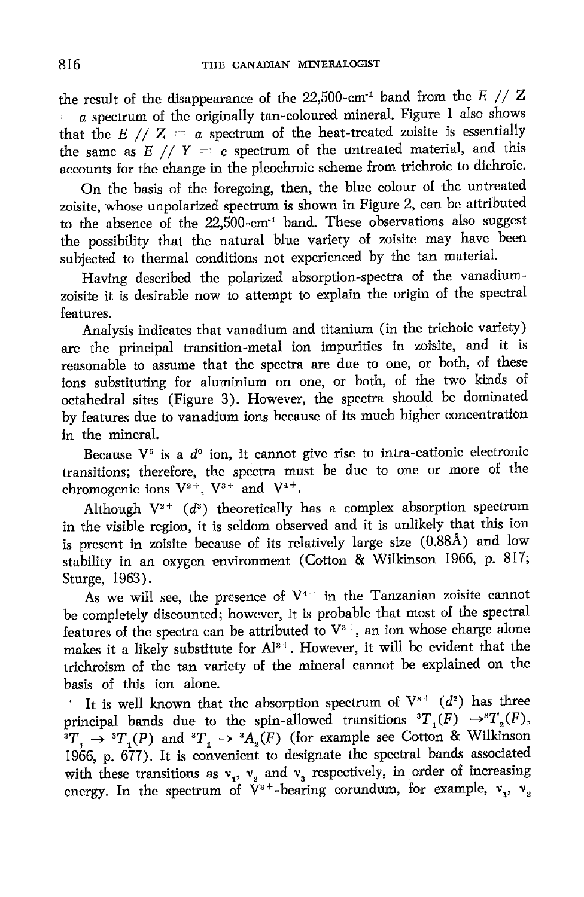the result of the disappearance of the 22,500-cm$^{-1}$ band from the $E \,//\, Z = a$ spectrum of the originally tan-coloured mineral. Figure 1 also shows that the $E \,//\, Z = a$ spectrum of the heat-treated zoisite is essentially the same as $E \,//\, Y = c$ spectrum of the untreated material, and this accounts for the change in the pleochroic scheme from trichroic to dichroic.

On the basis of the foregoing, then, the blue colour of the untreated zoisite, whose unpolarized spectrum is shown in Figure 2, can be attributed to the absence of the 22,500-cm$^{-1}$ band. These observations also suggest the possibility that the natural blue variety of zoisite may have been subjected to thermal conditions not experienced by the tan material.

Having described the polarized absorption-spectra of the vanadium-zoisite it is desirable now to attempt to explain the origin of the spectral features.

Analysis indicates that vanadium and titanium (in the trichoic variety) are the principal transition-metal ion impurities in zoisite, and it is reasonable to assume that the spectra are due to one, or both, of these ions substituting for aluminium on one, or both, of the two kinds of octahedral sites (Figure 3). However, the spectra should be dominated by features due to vanadium ions because of its much higher concentration in the mineral.

Because $V^5$ is a $d^0$ ion, it cannot give rise to intra-cationic electronic transitions; therefore, the spectra must be due to one or more of the chromogenic ions $V^{2+}$, $V^{3+}$ and $V^{4+}$.

Although $V^{2+}$ ($d^3$) theoretically has a complex absorption spectrum in the visible region, it is seldom observed and it is unlikely that this ion is present in zoisite because of its relatively large size (0.88Å) and low stability in an oxygen environment (Cotton & Wilkinson 1966, p. 817; Sturge, 1963).

As we will see, the presence of $V^{4+}$ in the Tanzanian zoisite cannot be completely discounted; however, it is probable that most of the spectral features of the spectra can be attributed to $V^{3+}$, an ion whose charge alone makes it a likely substitute for $Al^{3+}$. However, it will be evident that the trichroism of the tan variety of the mineral cannot be explained on the basis of this ion alone.

It is well known that the absorption spectrum of $V^{3+}$ ($d^2$) has three principal bands due to the spin-allowed transitions ${}^3T_1(F) \rightarrow {}^3T_2(F)$, ${}^3T_1 \rightarrow {}^3T_1(P)$ and ${}^3T_1 \rightarrow {}^3A_2(F)$ (for example see Cotton & Wilkinson 1966, p. 677). It is convenient to designate the spectral bands associated with these transitions as $\nu_1$, $\nu_2$ and $\nu_3$ respectively, in order of increasing energy. In the spectrum of $V^{3+}$-bearing corundum, for example, $\nu_1$, $\nu_2$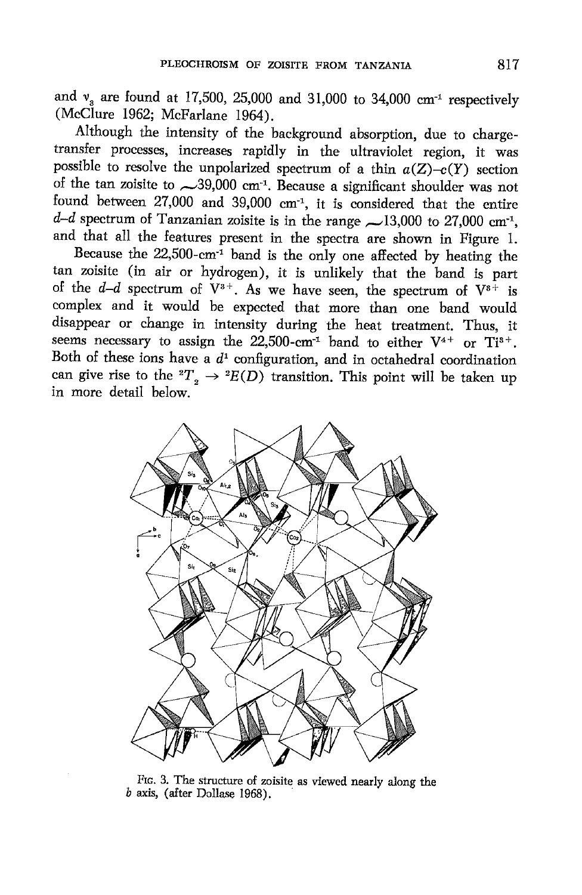and $\nu_3$ are found at 17,500, 25,000 and 31,000 to 34,000 cm$^{-1}$ respectively (McClure 1962; McFarlane 1964).

Although the intensity of the background absorption, due to charge-transfer processes, increases rapidly in the ultraviolet region, it was possible to resolve the unpolarized spectrum of a thin $a(Z)$–$c(Y)$ section of the tan zoisite to ~39,000 cm$^{-1}$. Because a significant shoulder was not found between 27,000 and 39,000 cm$^{-1}$, it is considered that the entire $d$–$d$ spectrum of Tanzanian zoisite is in the range ~13,000 to 27,000 cm$^{-1}$, and that all the features present in the spectra are shown in Figure 1.

Because the 22,500-cm$^{-1}$ band is the only one affected by heating the tan zoisite (in air or hydrogen), it is unlikely that the band is part of the $d$–$d$ spectrum of $V^{3+}$. As we have seen, the spectrum of $V^{3+}$ is complex and it would be expected that more than one band would disappear or change in intensity during the heat treatment. Thus, it seems necessary to assign the 22,500-cm$^{-1}$ band to either $V^{4+}$ or $Ti^{3+}$. Both of these ions have a $d^1$ configuration, and in octahedral coordination can give rise to the $^2T_2 \rightarrow {}^2E(D)$ transition. This point will be taken up in more detail below.

FIG. 3. The structure of zoisite as viewed nearly along the $b$ axis, (after Dollase 1968).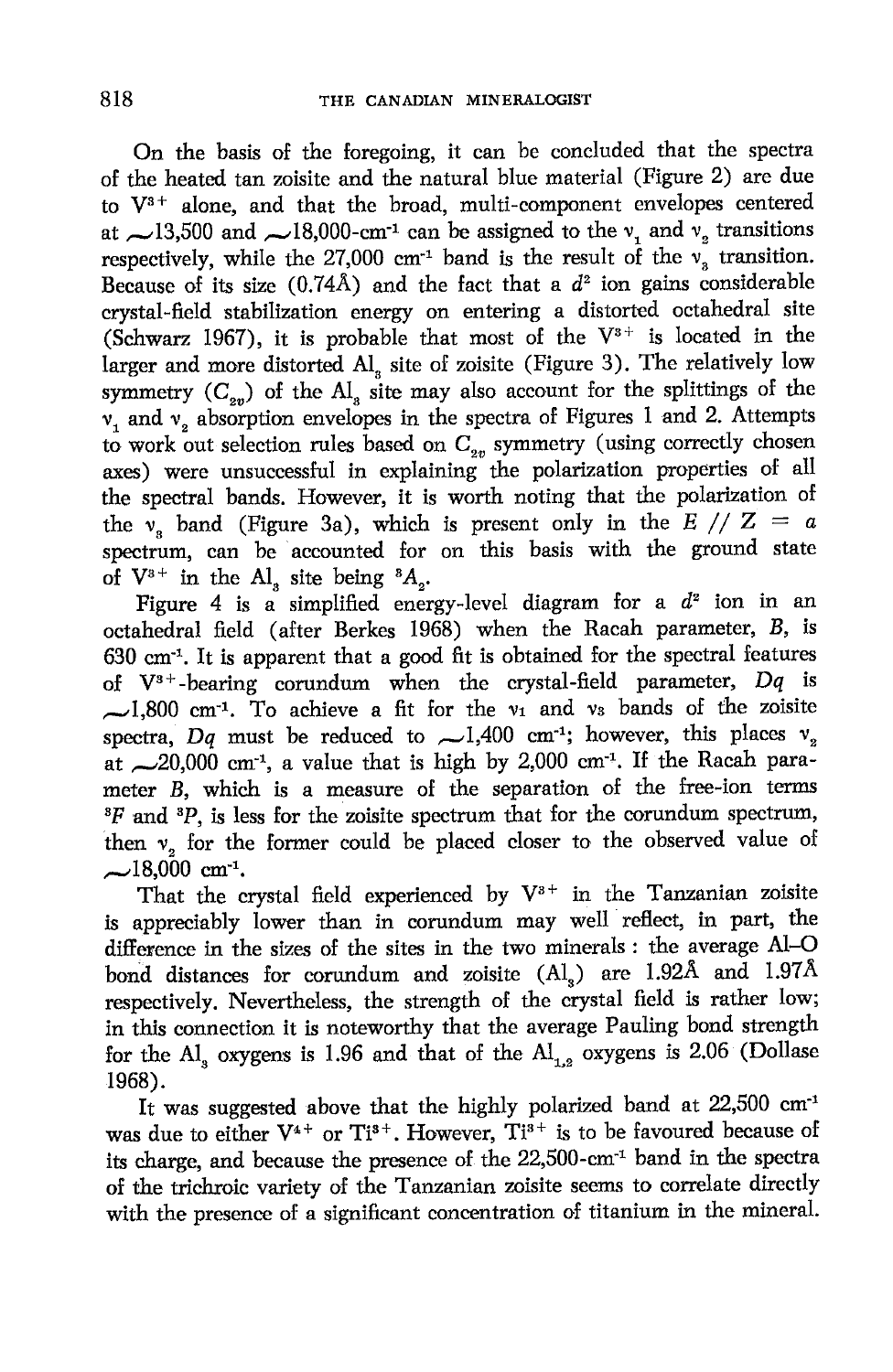On the basis of the foregoing, it can be concluded that the spectra of the heated tan zoisite and the natural blue material (Figure 2) are due to $V^{3+}$ alone, and that the broad, multi-component envelopes centered at ~13,500 and ~18,000-cm$^{-1}$ can be assigned to the $\nu_1$ and $\nu_2$ transitions respectively, while the 27,000 cm$^{-1}$ band is the result of the $\nu_3$ transition. Because of its size (0.74Å) and the fact that a $d^2$ ion gains considerable crystal-field stabilization energy on entering a distorted octahedral site (Schwarz 1967), it is probable that most of the $V^{3+}$ is located in the larger and more distorted $Al_3$ site of zoisite (Figure 3). The relatively low symmetry ($C_{2v}$) of the $Al_3$ site may also account for the splittings of the $\nu_1$ and $\nu_2$ absorption envelopes in the spectra of Figures 1 and 2. Attempts to work out selection rules based on $C_{2v}$ symmetry (using correctly chosen axes) were unsuccessful in explaining the polarization properties of all the spectral bands. However, it is worth noting that the polarization of the $\nu_3$ band (Figure 3a), which is present only in the $E // Z = a$ spectrum, can be accounted for on this basis with the ground state of $V^{3+}$ in the $Al_3$ site being $^3A_2$.

Figure 4 is a simplified energy-level diagram for a $d^2$ ion in an octahedral field (after Berkes 1968) when the Racah parameter, $B$, is 630 cm$^{-1}$. It is apparent that a good fit is obtained for the spectral features of $V^{3+}$-bearing corundum when the crystal-field parameter, $Dq$ is ~1,800 cm$^{-1}$. To achieve a fit for the $\nu_1$ and $\nu_3$ bands of the zoisite spectra, $Dq$ must be reduced to ~1,400 cm$^{-1}$; however, this places $\nu_2$ at ~20,000 cm$^{-1}$, a value that is high by 2,000 cm$^{-1}$. If the Racah parameter $B$, which is a measure of the separation of the free-ion terms $^3F$ and $^3P$, is less for the zoisite spectrum that for the corundum spectrum, then $\nu_2$ for the former could be placed closer to the observed value of ~18,000 cm$^{-1}$.

That the crystal field experienced by $V^{3+}$ in the Tanzanian zoisite is appreciably lower than in corundum may well reflect, in part, the difference in the sizes of the sites in the two minerals : the average Al–O bond distances for corundum and zoisite ($Al_3$) are 1.92Å and 1.97Å respectively. Nevertheless, the strength of the crystal field is rather low; in this connection it is noteworthy that the average Pauling bond strength for the $Al_3$ oxygens is 1.96 and that of the $Al_{1,2}$ oxygens is 2.06 (Dollase 1968).

It was suggested above that the highly polarized band at 22,500 cm$^{-1}$ was due to either $V^{4+}$ or $Ti^{3+}$. However, $Ti^{3+}$ is to be favoured because of its charge, and because the presence of the 22,500-cm$^{-1}$ band in the spectra of the trichroic variety of the Tanzanian zoisite seems to correlate directly with the presence of a significant concentration of titanium in the mineral.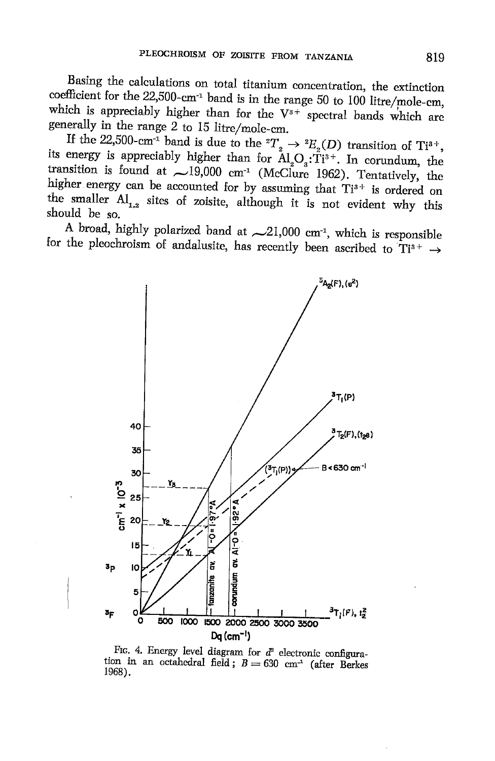Basing the calculations on total titanium concentration, the extinction coefficient for the 22,500-cm$^{-1}$ band is in the range 50 to 100 litre/mole-cm, which is appreciably higher than for the $V^{3+}$ spectral bands which are generally in the range 2 to 15 litre/mole-cm.

If the 22,500-cm$^{-1}$ band is due to the $^2T_2 \rightarrow {}^2E_2(D)$ transition of $Ti^{3+}$, its energy is appreciably higher than for $Al_2O_3$:$Ti^{3+}$. In corundum, the transition is found at $\sim$19,000 cm$^{-1}$ (McClure 1962). Tentatively, the higher energy can be accounted for by assuming that $Ti^{3+}$ is ordered on the smaller $Al_{1,2}$ sites of zoisite, although it is not evident why this should be so.

A broad, highly polarized band at $\sim$21,000 cm$^{-1}$, which is responsible for the pleochroism of andalusite, has recently been ascribed to $Ti^{3+} \rightarrow$

FIG. 4. Energy level diagram for $d^2$ electronic configuration in an octahedral field; $B = 630$ cm$^{-1}$ (after Berkes 1968).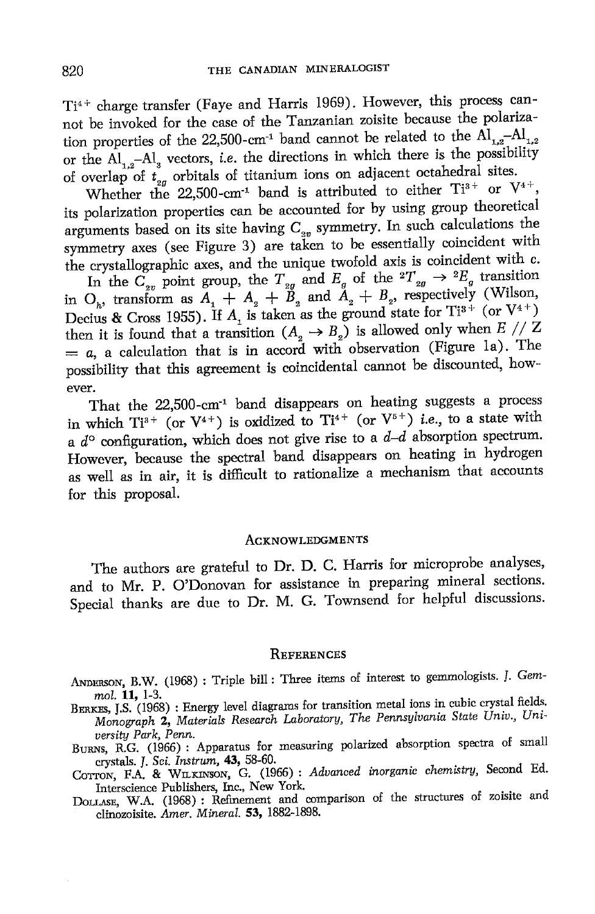$Ti^{4+}$ charge transfer (Faye and Harris 1969). However, this process cannot be invoked for the case of the Tanzanian zoisite because the polarization properties of the 22,500-$cm^{-1}$ band cannot be related to the $Al_{1,2}$–$Al_{1,2}$ or the $Al_{1,2}$–$Al_3$ vectors, *i.e.* the directions in which there is the possibility of overlap of $t_{2g}$ orbitals of titanium ions on adjacent octahedral sites.

Whether the 22,500-$cm^{-1}$ band is attributed to either $Ti^{3+}$ or $V^{4+}$, its polarization properties can be accounted for by using group theoretical arguments based on its site having $C_{2v}$ symmetry. In such calculations the symmetry axes (see Figure 3) are taken to be essentially coincident with the crystallographic axes, and the unique twofold axis is coincident with *c*.

In the $C_{2v}$ point group, the $T_{2g}$ and $E_g$ of the ${}^2T_{2g} \rightarrow {}^2E_g$ transition in $O_h$, transform as $A_1 + A_2 + B_2$ and $A_2 + B_2$, respectively (Wilson, Decius & Cross 1955). If $A_1$ is taken as the ground state for $Ti^{3+}$ (or $V^{4+}$) then it is found that a transition ($A_2 \rightarrow B_2$) is allowed only when $E \parallel Z = a$, a calculation that is in accord with observation (Figure 1a). The possibility that this agreement is coincidental cannot be discounted, however.

That the 22,500-$cm^{-1}$ band disappears on heating suggests a process in which $Ti^{3+}$ (or $V^{4+}$) is oxidized to $Ti^{4+}$ (or $V^{5+}$) *i.e.*, to a state with a $d^0$ configuration, which does not give rise to a *d–d* absorption spectrum. However, because the spectral band disappears on heating in hydrogen as well as in air, it is difficult to rationalize a mechanism that accounts for this proposal.

## Acknowledgments

The authors are grateful to Dr. D. C. Harris for microprobe analyses, and to Mr. P. O'Donovan for assistance in preparing mineral sections. Special thanks are due to Dr. M. G. Townsend for helpful discussions.

## References

Anderson, B.W. (1968) : Triple bill : Three items of interest to gemmologists. *J. Gemmol.* **11**, 1-3.

Berkes, J.S. (1968) : Energy level diagrams for transition metal ions in cubic crystal fields. *Monograph* **2**, *Materials Research Laboratory, The Pennsylvania State Univ., University Park, Penn.*

Burns, R.G. (1966) : Apparatus for measuring polarized absorption spectra of small crystals. *J. Sci. Instrum,* **43**, 58-60.

Cotton, F.A. & Wilkinson, G. (1966) : *Advanced inorganic chemistry*, Second Ed. Interscience Publishers, Inc., New York.

Dollase, W.A. (1968) : Refinement and comparison of the structures of zoisite and clinozoisite. *Amer. Mineral.* **53**, 1882-1898.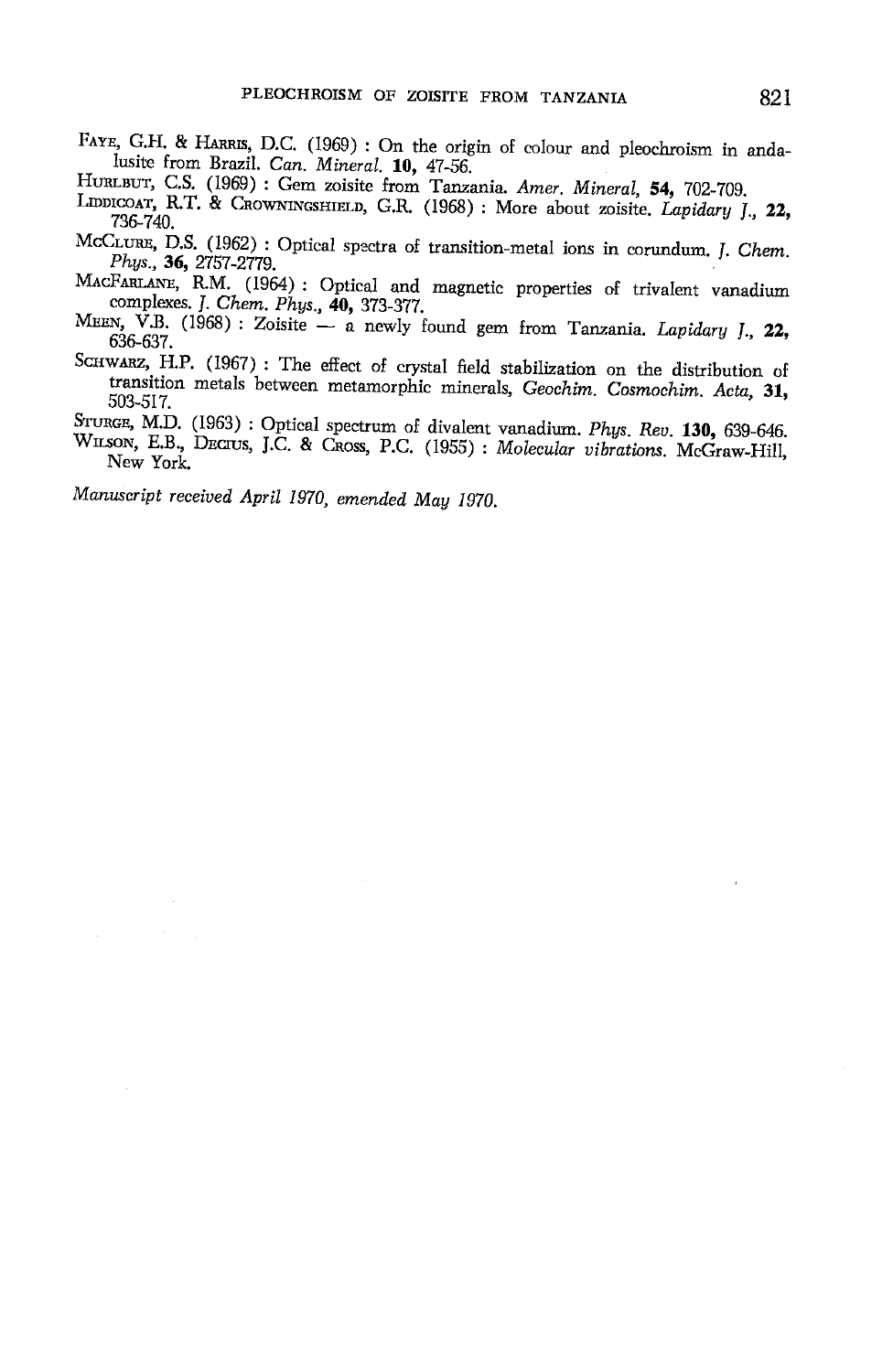FAYE, G.H. & HARRIS, D.C. (1969) : On the origin of colour and pleochroism in andalusite from Brazil. *Can. Mineral.* **10**, 47-56.

HURLBUT, C.S. (1969) : Gem zoisite from Tanzania. *Amer. Mineral*, **54**, 702-709.

LIDDICOAT, R.T. & CROWNINGSHIELD, G.R. (1968) : More about zoisite. *Lapidary J.*, **22**, 736-740.

McCLURE, D.S. (1962) : Optical spectra of transition-metal ions in corundum. *J. Chem. Phys.*, **36**, 2757-2779.

MACFARLANE, R.M. (1964) : Optical and magnetic properties of trivalent vanadium complexes. *J. Chem. Phys.*, **40**, 373-377.

MEEN, V.B. (1968) : Zoisite — a newly found gem from Tanzania. *Lapidary J.*, **22**, 636-637.

SCHWARZ, H.P. (1967) : The effect of crystal field stabilization on the distribution of transition metals between metamorphic minerals, *Geochim. Cosmochim. Acta*, **31**, 503-517.

STURGE, M.D. (1963) : Optical spectrum of divalent vanadium. *Phys. Rev.* **130**, 639-646.

WILSON, E.B., DECIUS, J.C. & CROSS, P.C. (1955) : *Molecular vibrations*. McGraw-Hill, New York.

*Manuscript received April 1970, emended May 1970.*